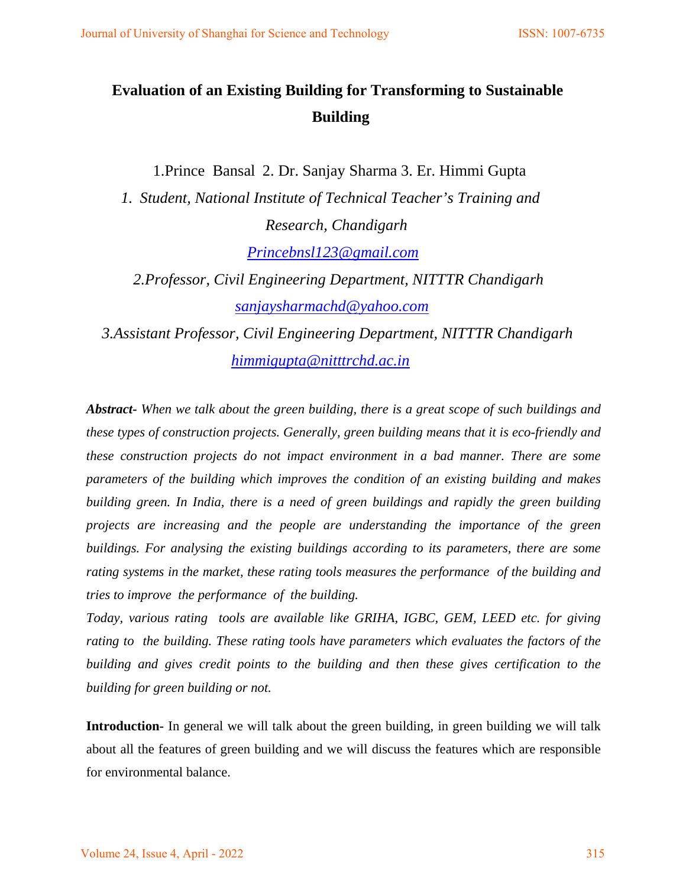# Evaluation of an Existing Building for Transforming to Sustainable Building

1.Prince Bansal 2. Dr. Sanjay Sharma 3. Er. Himmi Gupta

*1. Student, National Institute of Technical Teacher's Training and Research, Chandigarh*

[Princebnsl123@gmail.com](mailto:Princebnsl123@gmail.com)

*2.Professor, Civil Engineering Department, NITTTR Chandigarh*

[sanjaysharmachd@yahoo.com](mailto:sanjaysharmachd@yahoo.com)

*3.Assistant Professor, Civil Engineering Department, NITTTR Chandigarh*

[himmigupta@nitttrchd.ac.in](mailto:himmigupta@nitttrchd.ac.in)

***Abstract-*** *When we talk about the green building, there is a great scope of such buildings and these types of construction projects. Generally, green building means that it is eco-friendly and these construction projects do not impact environment in a bad manner. There are some parameters of the building which improves the condition of an existing building and makes building green. In India, there is a need of green buildings and rapidly the green building projects are increasing and the people are understanding the importance of the green buildings. For analysing the existing buildings according to its parameters, there are some rating systems in the market, these rating tools measures the performance of the building and tries to improve the performance of the building.*

*Today, various rating tools are available like GRIHA, IGBC, GEM, LEED etc. for giving rating to the building. These rating tools have parameters which evaluates the factors of the building and gives credit points to the building and then these gives certification to the building for green building or not.*

**Introduction-** In general we will talk about the green building, in green building we will talk about all the features of green building and we will discuss the features which are responsible for environmental balance.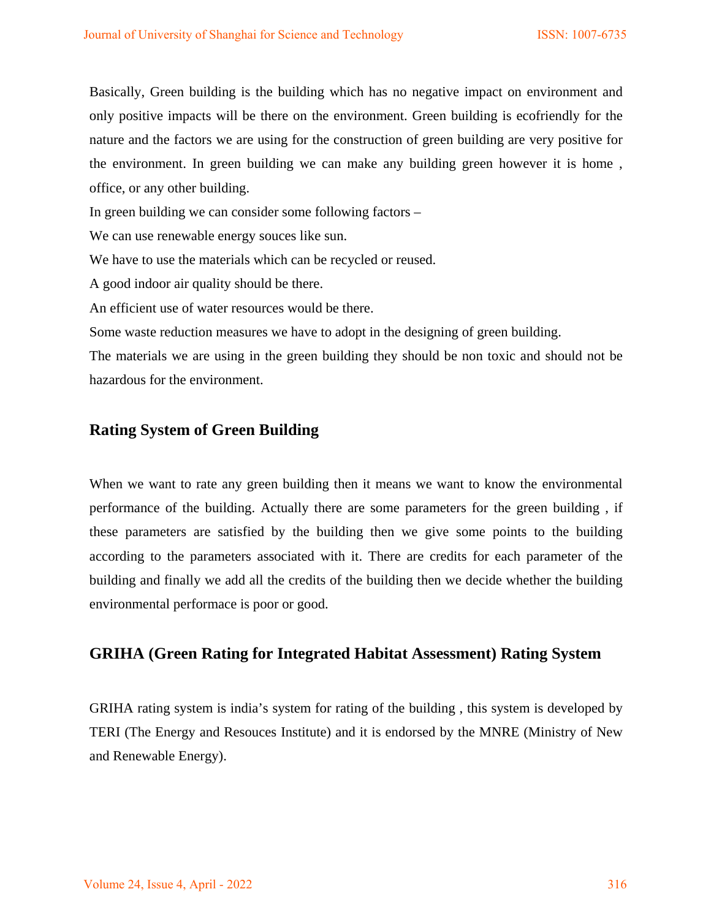Basically, Green building is the building which has no negative impact on environment and only positive impacts will be there on the environment. Green building is ecofriendly for the nature and the factors we are using for the construction of green building are very positive for the environment. In green building we can make any building green however it is home , office, or any other building.

In green building we can consider some following factors –

We can use renewable energy souces like sun.

We have to use the materials which can be recycled or reused.

A good indoor air quality should be there.

An efficient use of water resources would be there.

Some waste reduction measures we have to adopt in the designing of green building.

The materials we are using in the green building they should be non toxic and should not be hazardous for the environment.

## Rating System of Green Building

When we want to rate any green building then it means we want to know the environmental performance of the building. Actually there are some parameters for the green building , if these parameters are satisfied by the building then we give some points to the building according to the parameters associated with it. There are credits for each parameter of the building and finally we add all the credits of the building then we decide whether the building environmental performace is poor or good.

## GRIHA (Green Rating for Integrated Habitat Assessment) Rating System

GRIHA rating system is india's system for rating of the building , this system is developed by TERI (The Energy and Resouces Institute) and it is endorsed by the MNRE (Ministry of New and Renewable Energy).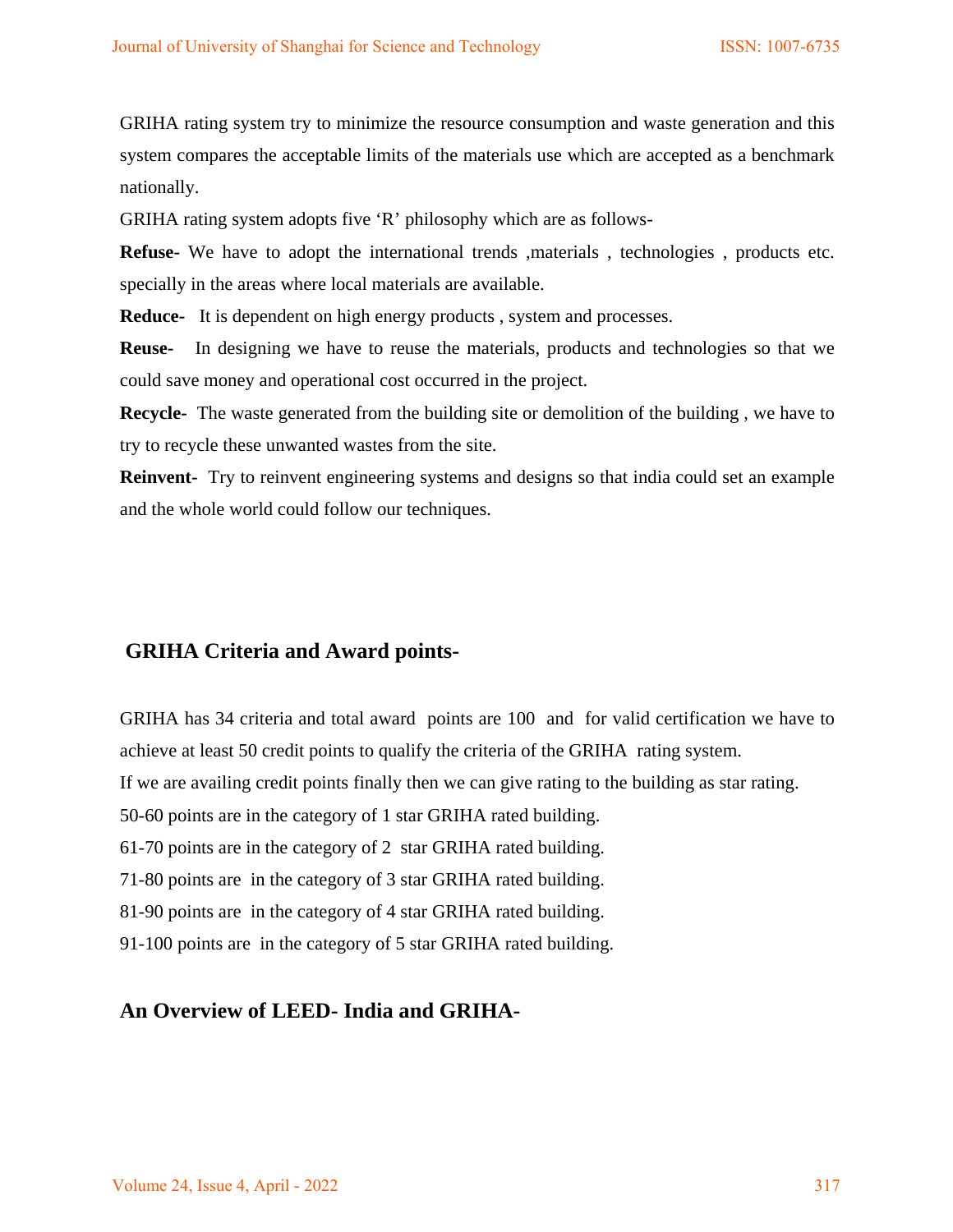GRIHA rating system try to minimize the resource consumption and waste generation and this system compares the acceptable limits of the materials use which are accepted as a benchmark nationally.

GRIHA rating system adopts five 'R' philosophy which are as follows-

**Refuse-** We have to adopt the international trends ,materials , technologies , products etc. specially in the areas where local materials are available.

**Reduce-** It is dependent on high energy products , system and processes.

**Reuse-** In designing we have to reuse the materials, products and technologies so that we could save money and operational cost occurred in the project.

**Recycle-** The waste generated from the building site or demolition of the building , we have to try to recycle these unwanted wastes from the site.

**Reinvent-** Try to reinvent engineering systems and designs so that india could set an example and the whole world could follow our techniques.

## GRIHA Criteria and Award points-

GRIHA has 34 criteria and total award points are 100 and for valid certification we have to achieve at least 50 credit points to qualify the criteria of the GRIHA rating system.

If we are availing credit points finally then we can give rating to the building as star rating.

50-60 points are in the category of 1 star GRIHA rated building.

61-70 points are in the category of 2 star GRIHA rated building.

71-80 points are in the category of 3 star GRIHA rated building.

81-90 points are in the category of 4 star GRIHA rated building.

91-100 points are in the category of 5 star GRIHA rated building.

## An Overview of LEED- India and GRIHA-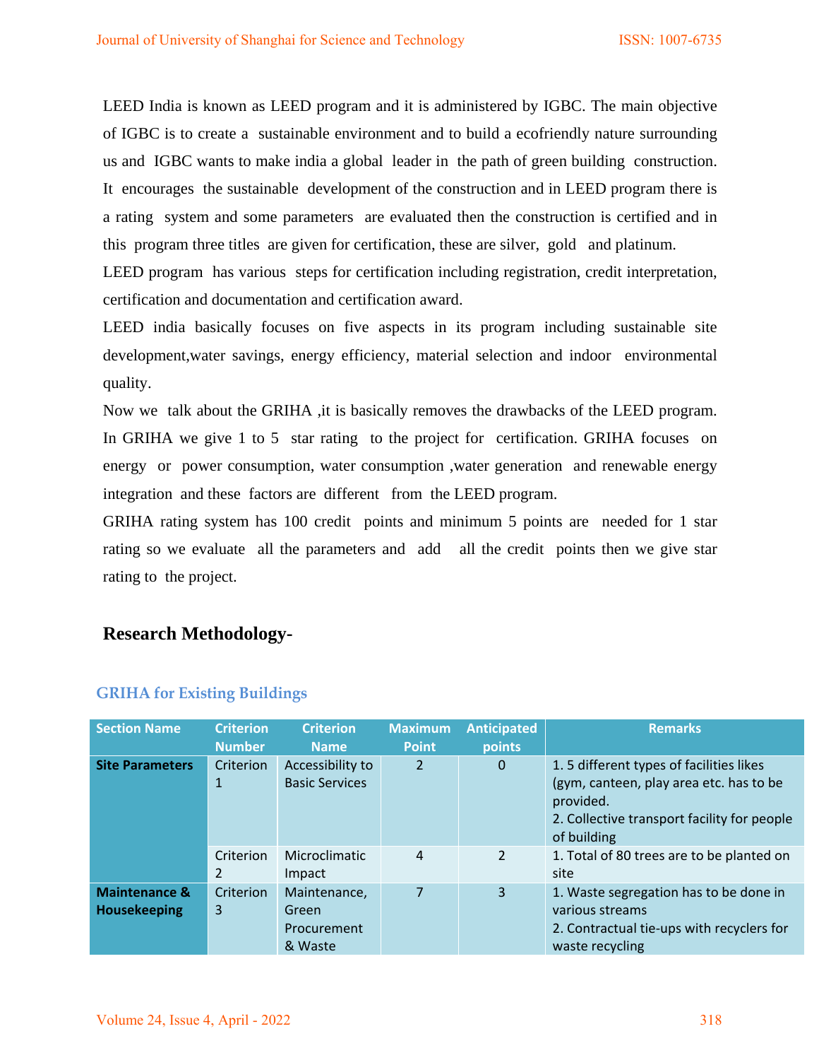LEED India is known as LEED program and it is administered by IGBC. The main objective of IGBC is to create a sustainable environment and to build a ecofriendly nature surrounding us and IGBC wants to make india a global leader in the path of green building construction. It encourages the sustainable development of the construction and in LEED program there is a rating system and some parameters are evaluated then the construction is certified and in this program three titles are given for certification, these are silver, gold and platinum.

LEED program has various steps for certification including registration, credit interpretation, certification and documentation and certification award.

LEED india basically focuses on five aspects in its program including sustainable site development,water savings, energy efficiency, material selection and indoor environmental quality.

Now we talk about the GRIHA ,it is basically removes the drawbacks of the LEED program. In GRIHA we give 1 to 5 star rating to the project for certification. GRIHA focuses on energy or power consumption, water consumption ,water generation and renewable energy integration and these factors are different from the LEED program.

GRIHA rating system has 100 credit points and minimum 5 points are needed for 1 star rating so we evaluate all the parameters and add all the credit points then we give star rating to the project.

## Research Methodology-

### GRIHA for Existing Buildings

| Section Name | Criterion Number | Criterion Name | Maximum Point | Anticipated points | Remarks |
|---|---|---|---|---|---|
| **Site Parameters** | Criterion 1 | Accessibility to Basic Services | 2 | 0 | 1. 5 different types of facilities likes (gym, canteen, play area etc. has to be provided.<br>2. Collective transport facility for people of building |
| | Criterion 2 | Microclimatic Impact | 4 | 2 | 1. Total of 80 trees are to be planted on site |
| **Maintenance & Housekeeping** | Criterion 3 | Maintenance, Green Procurement & Waste | 7 | 3 | 1. Waste segregation has to be done in various streams<br>2. Contractual tie-ups with recyclers for waste recycling |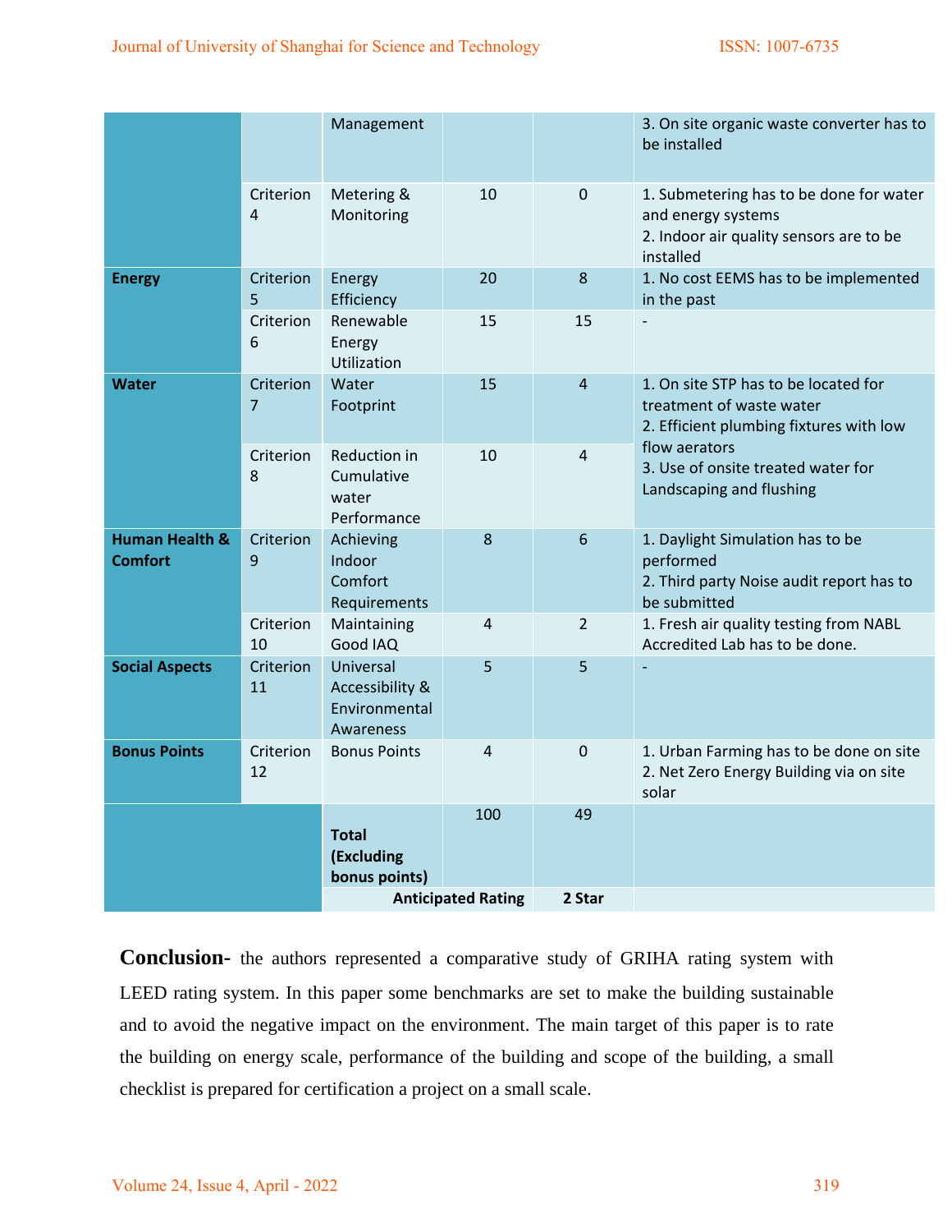| | | | | | |
|---|---|---|---|---|---|
| | | Management | | | 3. On site organic waste converter has to be installed |
| | Criterion 4 | Metering & Monitoring | 10 | 0 | 1. Submetering has to be done for water and energy systems<br>2. Indoor air quality sensors are to be installed |
| **Energy** | Criterion 5 | Energy Efficiency | 20 | 8 | 1. No cost EEMS has to be implemented in the past |
| | Criterion 6 | Renewable Energy Utilization | 15 | 15 | - |
| **Water** | Criterion 7 | Water Footprint | 15 | 4 | 1. On site STP has to be located for treatment of waste water<br>2. Efficient plumbing fixtures with low flow aerators<br>3. Use of onsite treated water for Landscaping and flushing |
| | Criterion 8 | Reduction in Cumulative water Performance | 10 | 4 | |
| **Human Health & Comfort** | Criterion 9 | Achieving Indoor Comfort Requirements | 8 | 6 | 1. Daylight Simulation has to be performed<br>2. Third party Noise audit report has to be submitted |
| | Criterion 10 | Maintaining Good IAQ | 4 | 2 | 1. Fresh air quality testing from NABL Accredited Lab has to be done. |
| **Social Aspects** | Criterion 11 | Universal Accessibility & Environmental Awareness | 5 | 5 | - |
| **Bonus Points** | Criterion 12 | Bonus Points | 4 | 0 | 1. Urban Farming has to be done on site<br>2. Net Zero Energy Building via on site solar |
| | | **Total (Excluding bonus points)** | 100 | 49 | |
| | | **Anticipated Rating** | | **2 Star** | |

**Conclusion-** the authors represented a comparative study of GRIHA rating system with LEED rating system. In this paper some benchmarks are set to make the building sustainable and to avoid the negative impact on the environment. The main target of this paper is to rate the building on energy scale, performance of the building and scope of the building, a small checklist is prepared for certification a project on a small scale.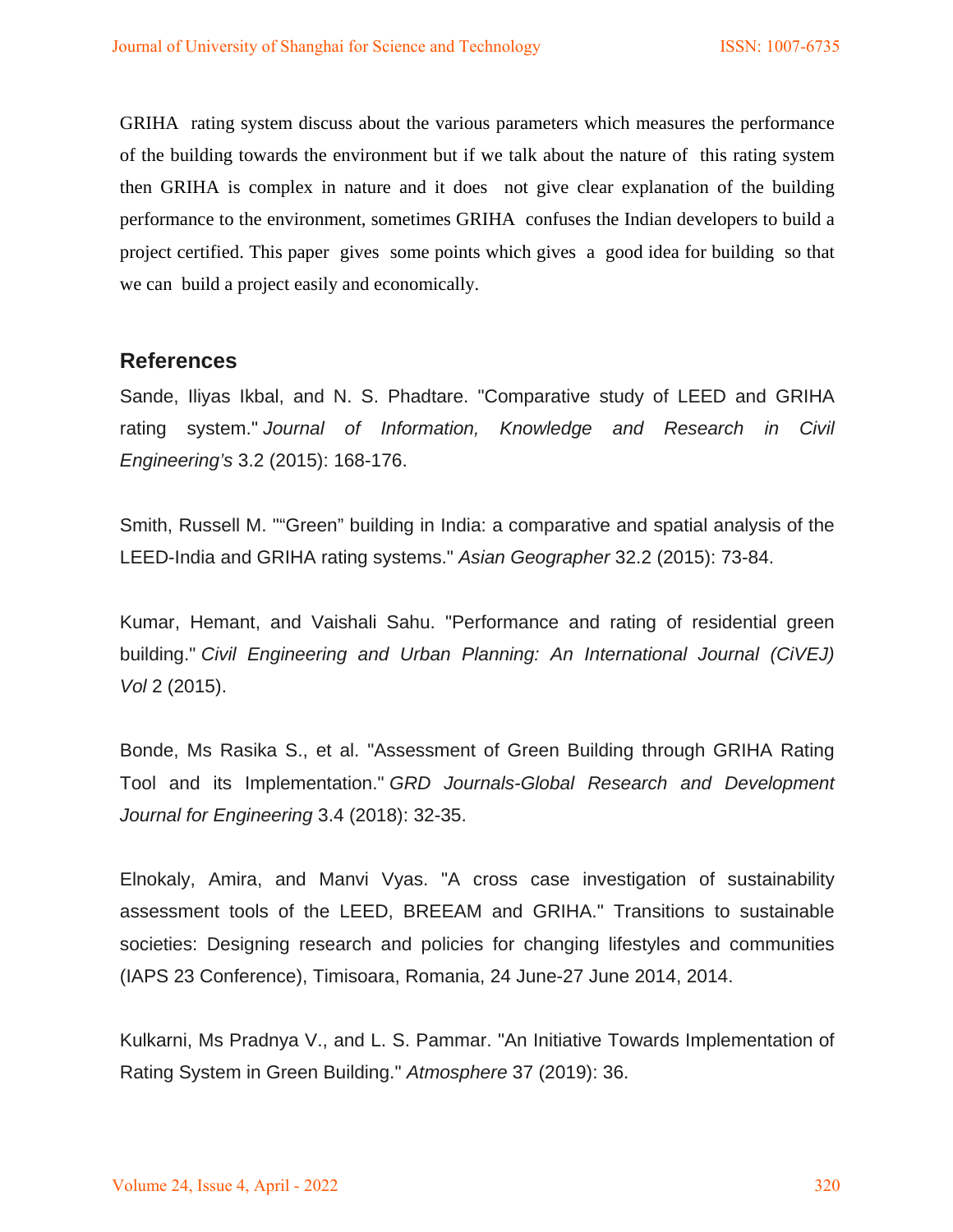GRIHA rating system discuss about the various parameters which measures the performance of the building towards the environment but if we talk about the nature of this rating system then GRIHA is complex in nature and it does not give clear explanation of the building performance to the environment, sometimes GRIHA confuses the Indian developers to build a project certified. This paper gives some points which gives a good idea for building so that we can build a project easily and economically.

## References

Sande, Iliyas Ikbal, and N. S. Phadtare. "Comparative study of LEED and GRIHA rating system." *Journal of Information, Knowledge and Research in Civil Engineering's* 3.2 (2015): 168-176.

Smith, Russell M. "“Green” building in India: a comparative and spatial analysis of the LEED-India and GRIHA rating systems." *Asian Geographer* 32.2 (2015): 73-84.

Kumar, Hemant, and Vaishali Sahu. "Performance and rating of residential green building." *Civil Engineering and Urban Planning: An International Journal (CiVEJ) Vol* 2 (2015).

Bonde, Ms Rasika S., et al. "Assessment of Green Building through GRIHA Rating Tool and its Implementation." *GRD Journals-Global Research and Development Journal for Engineering* 3.4 (2018): 32-35.

Elnokaly, Amira, and Manvi Vyas. "A cross case investigation of sustainability assessment tools of the LEED, BREEAM and GRIHA." Transitions to sustainable societies: Designing research and policies for changing lifestyles and communities (IAPS 23 Conference), Timisoara, Romania, 24 June-27 June 2014, 2014.

Kulkarni, Ms Pradnya V., and L. S. Pammar. "An Initiative Towards Implementation of Rating System in Green Building." *Atmosphere* 37 (2019): 36.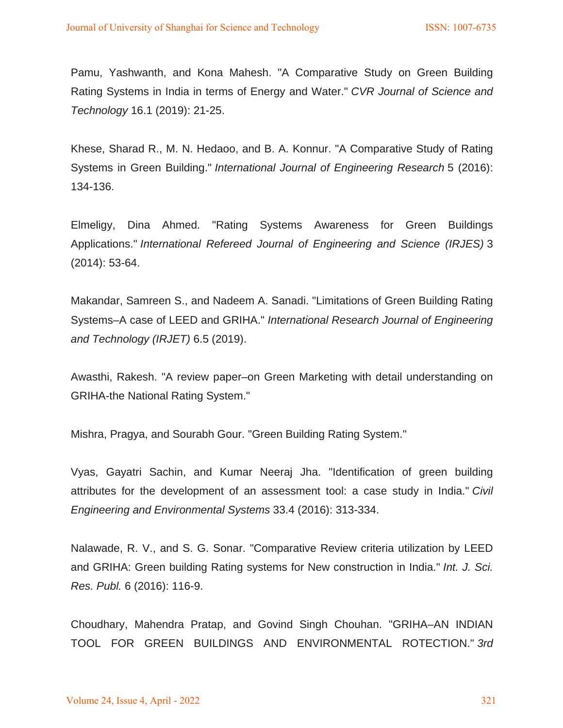Pamu, Yashwanth, and Kona Mahesh. "A Comparative Study on Green Building Rating Systems in India in terms of Energy and Water." *CVR Journal of Science and Technology* 16.1 (2019): 21-25.

Khese, Sharad R., M. N. Hedaoo, and B. A. Konnur. "A Comparative Study of Rating Systems in Green Building." *International Journal of Engineering Research* 5 (2016): 134-136.

Elmeligy, Dina Ahmed. "Rating Systems Awareness for Green Buildings Applications." *International Refereed Journal of Engineering and Science (IRJES)* 3 (2014): 53-64.

Makandar, Samreen S., and Nadeem A. Sanadi. "Limitations of Green Building Rating Systems–A case of LEED and GRIHA." *International Research Journal of Engineering and Technology (IRJET)* 6.5 (2019).

Awasthi, Rakesh. "A review paper–on Green Marketing with detail understanding on GRIHA-the National Rating System."

Mishra, Pragya, and Sourabh Gour. "Green Building Rating System."

Vyas, Gayatri Sachin, and Kumar Neeraj Jha. "Identification of green building attributes for the development of an assessment tool: a case study in India." *Civil Engineering and Environmental Systems* 33.4 (2016): 313-334.

Nalawade, R. V., and S. G. Sonar. "Comparative Review criteria utilization by LEED and GRIHA: Green building Rating systems for New construction in India." *Int. J. Sci. Res. Publ.* 6 (2016): 116-9.

Choudhary, Mahendra Pratap, and Govind Singh Chouhan. "GRIHA–AN INDIAN TOOL FOR GREEN BUILDINGS AND ENVIRONMENTAL ROTECTION." *3rd*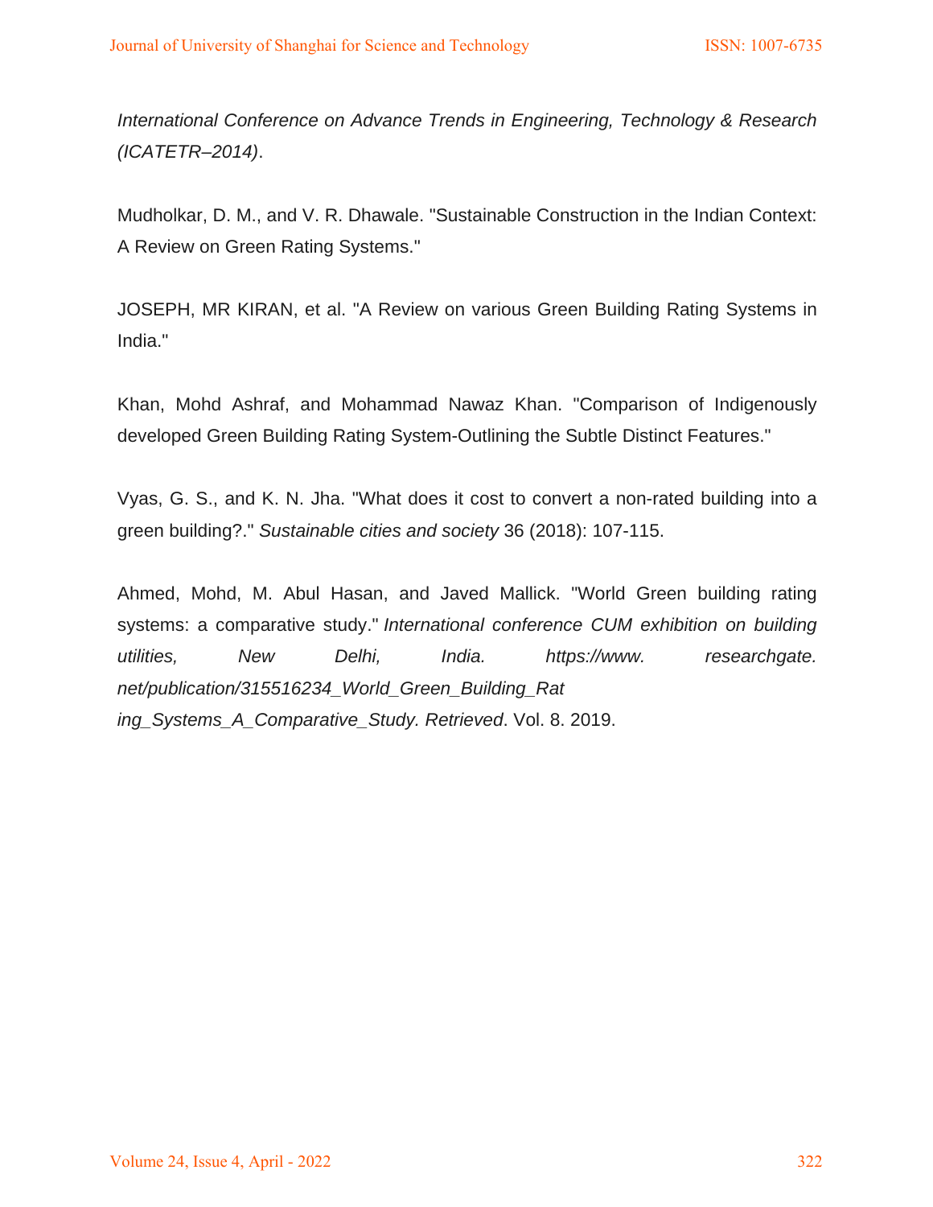*International Conference on Advance Trends in Engineering, Technology & Research (ICATETR–2014)*.

Mudholkar, D. M., and V. R. Dhawale. "Sustainable Construction in the Indian Context: A Review on Green Rating Systems."

JOSEPH, MR KIRAN, et al. "A Review on various Green Building Rating Systems in India."

Khan, Mohd Ashraf, and Mohammad Nawaz Khan. "Comparison of Indigenously developed Green Building Rating System-Outlining the Subtle Distinct Features."

Vyas, G. S., and K. N. Jha. "What does it cost to convert a non-rated building into a green building?." *Sustainable cities and society* 36 (2018): 107-115.

Ahmed, Mohd, M. Abul Hasan, and Javed Mallick. "World Green building rating systems: a comparative study." *International conference CUM exhibition on building utilities, New Delhi, India. https://www. researchgate. net/publication/315516234_World_Green_Building_Rating_Systems_A_Comparative_Study. Retrieved*. Vol. 8. 2019.